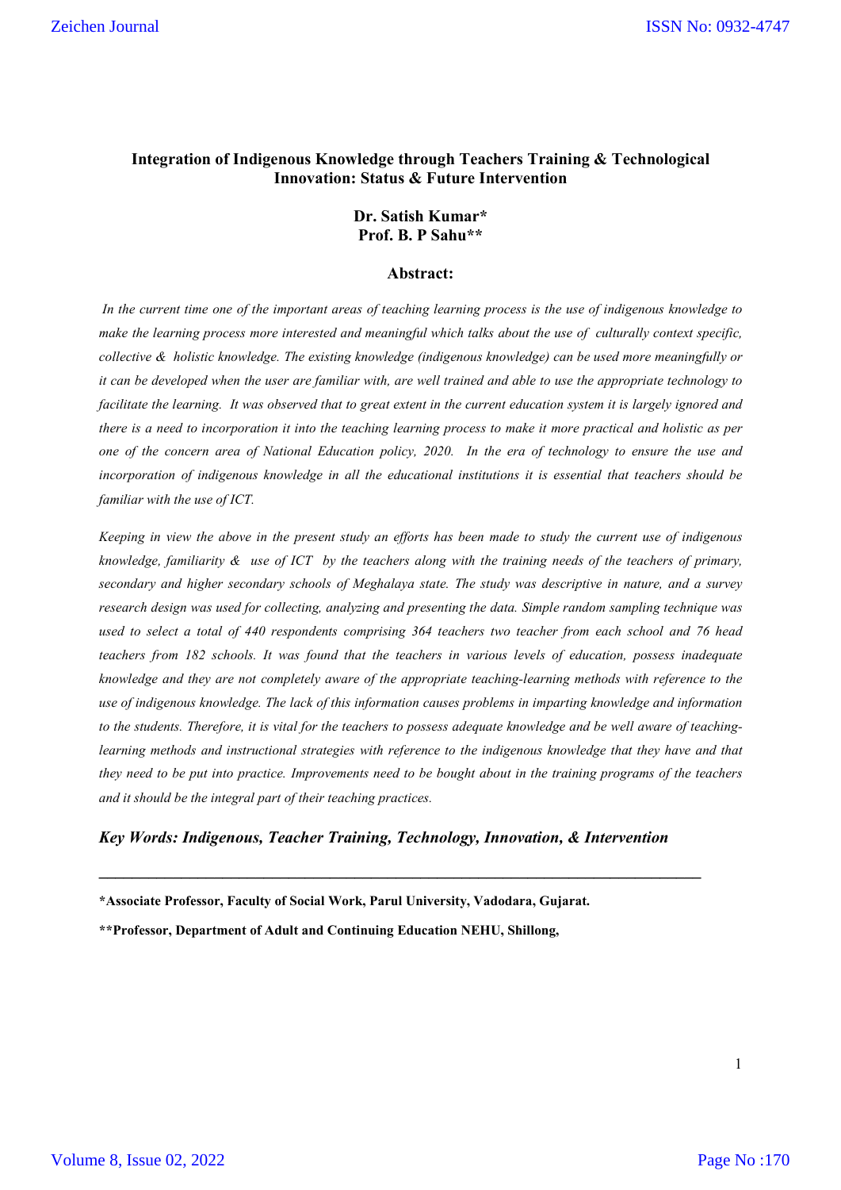# Integration of Indigenous Knowledge through Teachers Training & Technological Innovation: Status & Future Intervention

**Dr. Satish Kumar***
**Prof. B. P Sahu****

## Abstract:

*In the current time one of the important areas of teaching learning process is the use of indigenous knowledge to make the learning process more interested and meaningful which talks about the use of culturally context specific, collective & holistic knowledge. The existing knowledge (indigenous knowledge) can be used more meaningfully or it can be developed when the user are familiar with, are well trained and able to use the appropriate technology to facilitate the learning. It was observed that to great extent in the current education system it is largely ignored and there is a need to incorporation it into the teaching learning process to make it more practical and holistic as per one of the concern area of National Education policy, 2020. In the era of technology to ensure the use and incorporation of indigenous knowledge in all the educational institutions it is essential that teachers should be familiar with the use of ICT.*

*Keeping in view the above in the present study an efforts has been made to study the current use of indigenous knowledge, familiarity & use of ICT by the teachers along with the training needs of the teachers of primary, secondary and higher secondary schools of Meghalaya state. The study was descriptive in nature, and a survey research design was used for collecting, analyzing and presenting the data. Simple random sampling technique was used to select a total of 440 respondents comprising 364 teachers two teacher from each school and 76 head teachers from 182 schools. It was found that the teachers in various levels of education, possess inadequate knowledge and they are not completely aware of the appropriate teaching-learning methods with reference to the use of indigenous knowledge. The lack of this information causes problems in imparting knowledge and information to the students. Therefore, it is vital for the teachers to possess adequate knowledge and be well aware of teaching-learning methods and instructional strategies with reference to the indigenous knowledge that they have and that they need to be put into practice. Improvements need to be bought about in the training programs of the teachers and it should be the integral part of their teaching practices.*

***Key Words: Indigenous, Teacher Training, Technology, Innovation, & Intervention***

---

***Associate Professor, Faculty of Social Work, Parul University, Vadodara, Gujarat.**

****Professor, Department of Adult and Continuing Education NEHU, Shillong,**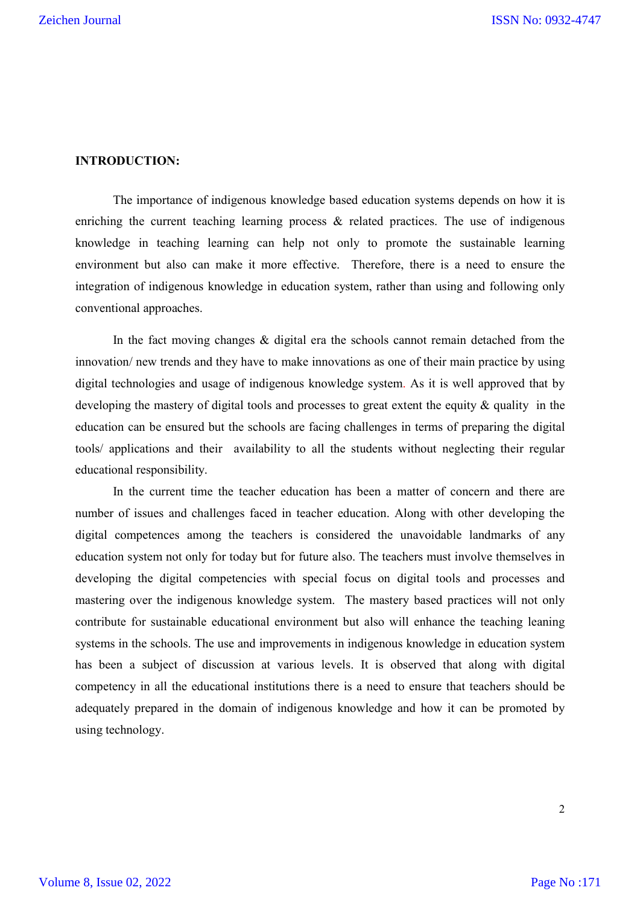**INTRODUCTION:**

The importance of indigenous knowledge based education systems depends on how it is enriching the current teaching learning process & related practices. The use of indigenous knowledge in teaching learning can help not only to promote the sustainable learning environment but also can make it more effective. Therefore, there is a need to ensure the integration of indigenous knowledge in education system, rather than using and following only conventional approaches.

In the fact moving changes & digital era the schools cannot remain detached from the innovation/ new trends and they have to make innovations as one of their main practice by using digital technologies and usage of indigenous knowledge system. As it is well approved that by developing the mastery of digital tools and processes to great extent the equity & quality in the education can be ensured but the schools are facing challenges in terms of preparing the digital tools/ applications and their availability to all the students without neglecting their regular educational responsibility.

In the current time the teacher education has been a matter of concern and there are number of issues and challenges faced in teacher education. Along with other developing the digital competences among the teachers is considered the unavoidable landmarks of any education system not only for today but for future also. The teachers must involve themselves in developing the digital competencies with special focus on digital tools and processes and mastering over the indigenous knowledge system. The mastery based practices will not only contribute for sustainable educational environment but also will enhance the teaching leaning systems in the schools. The use and improvements in indigenous knowledge in education system has been a subject of discussion at various levels. It is observed that along with digital competency in all the educational institutions there is a need to ensure that teachers should be adequately prepared in the domain of indigenous knowledge and how it can be promoted by using technology.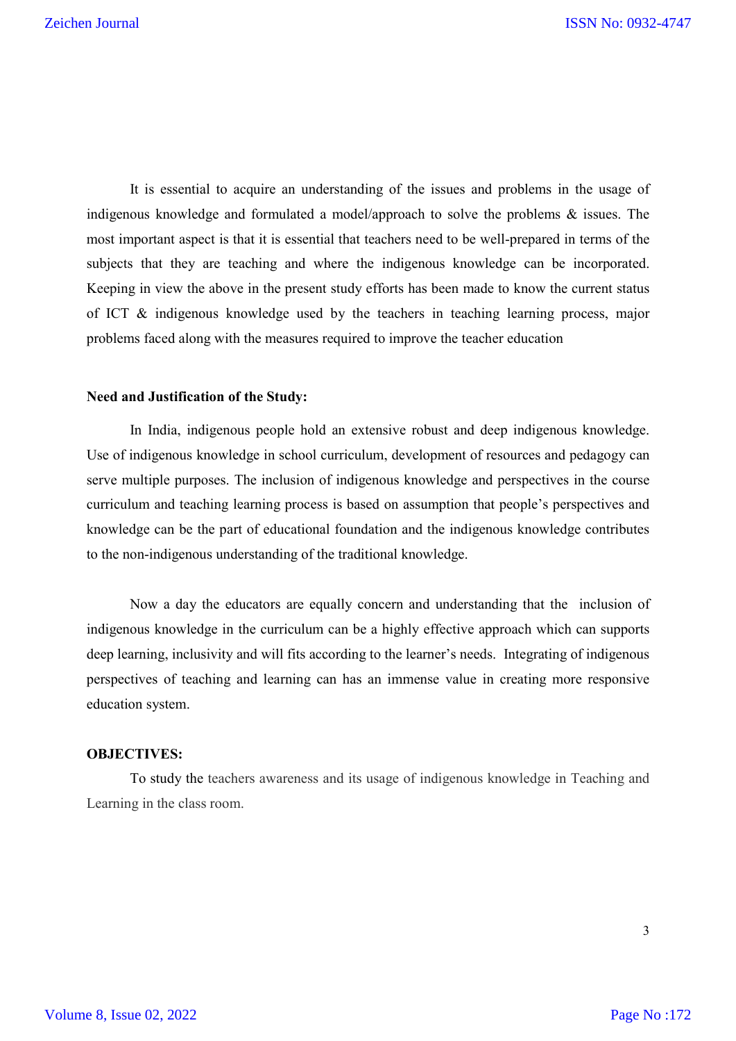It is essential to acquire an understanding of the issues and problems in the usage of indigenous knowledge and formulated a model/approach to solve the problems & issues. The most important aspect is that it is essential that teachers need to be well-prepared in terms of the subjects that they are teaching and where the indigenous knowledge can be incorporated. Keeping in view the above in the present study efforts has been made to know the current status of ICT & indigenous knowledge used by the teachers in teaching learning process, major problems faced along with the measures required to improve the teacher education

**Need and Justification of the Study:**

In India, indigenous people hold an extensive robust and deep indigenous knowledge. Use of indigenous knowledge in school curriculum, development of resources and pedagogy can serve multiple purposes. The inclusion of indigenous knowledge and perspectives in the course curriculum and teaching learning process is based on assumption that people's perspectives and knowledge can be the part of educational foundation and the indigenous knowledge contributes to the non-indigenous understanding of the traditional knowledge.

Now a day the educators are equally concern and understanding that the inclusion of indigenous knowledge in the curriculum can be a highly effective approach which can supports deep learning, inclusivity and will fits according to the learner's needs. Integrating of indigenous perspectives of teaching and learning can has an immense value in creating more responsive education system.

**OBJECTIVES:**

To study the teachers awareness and its usage of indigenous knowledge in Teaching and Learning in the class room.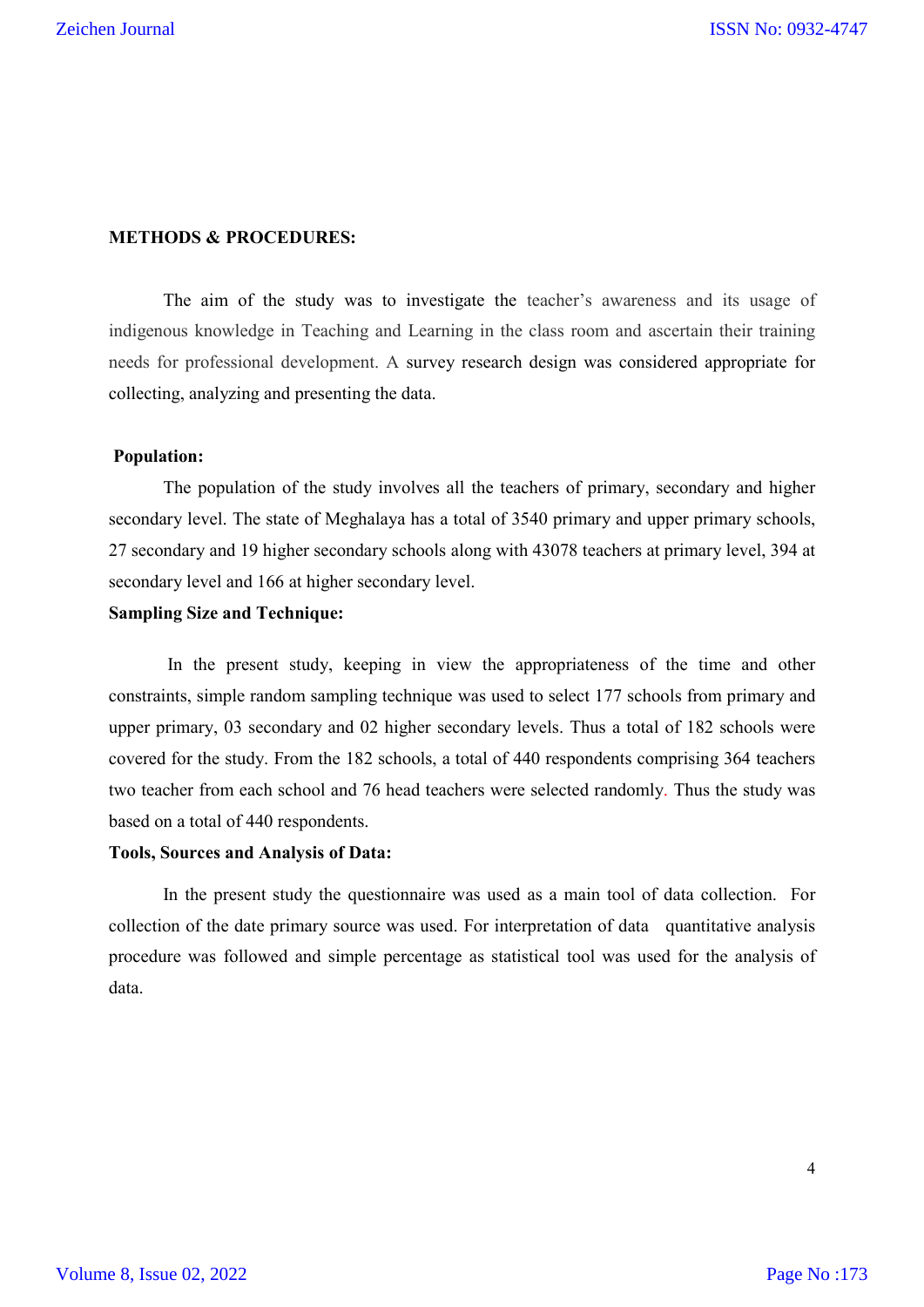**METHODS & PROCEDURES:**

The aim of the study was to investigate the teacher's awareness and its usage of indigenous knowledge in Teaching and Learning in the class room and ascertain their training needs for professional development. A survey research design was considered appropriate for collecting, analyzing and presenting the data.

**Population:**

The population of the study involves all the teachers of primary, secondary and higher secondary level. The state of Meghalaya has a total of 3540 primary and upper primary schools, 27 secondary and 19 higher secondary schools along with 43078 teachers at primary level, 394 at secondary level and 166 at higher secondary level.

**Sampling Size and Technique:**

In the present study, keeping in view the appropriateness of the time and other constraints, simple random sampling technique was used to select 177 schools from primary and upper primary, 03 secondary and 02 higher secondary levels. Thus a total of 182 schools were covered for the study. From the 182 schools, a total of 440 respondents comprising 364 teachers two teacher from each school and 76 head teachers were selected randomly. Thus the study was based on a total of 440 respondents.

**Tools, Sources and Analysis of Data:**

In the present study the questionnaire was used as a main tool of data collection. For collection of the date primary source was used. For interpretation of data quantitative analysis procedure was followed and simple percentage as statistical tool was used for the analysis of data.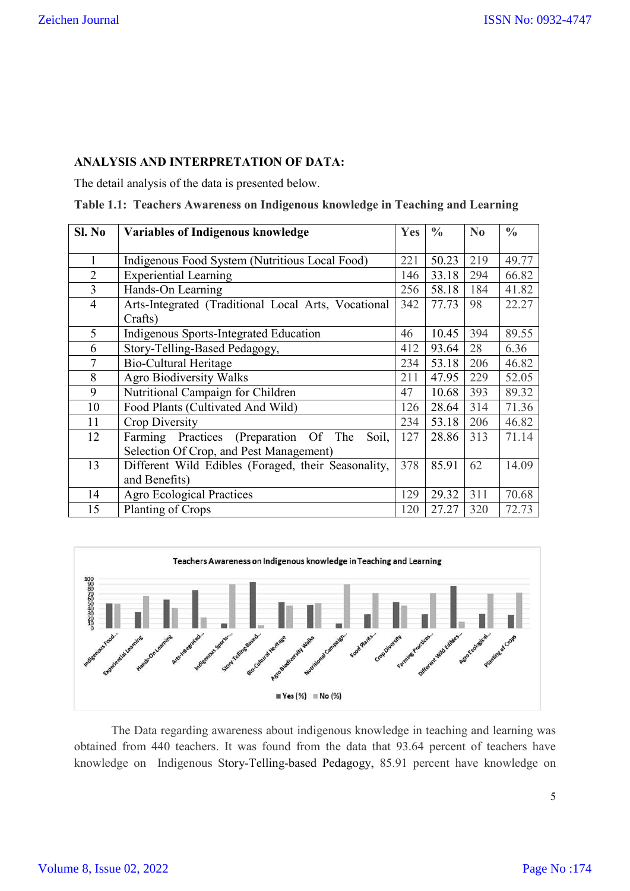## ANALYSIS AND INTERPRETATION OF DATA:

The detail analysis of the data is presented below.

**Table 1.1: Teachers Awareness on Indigenous knowledge in Teaching and Learning**

| Sl. No | Variables of Indigenous knowledge | Yes | % | No | % |
|---|---|---|---|---|---|
| 1 | Indigenous Food System (Nutritious Local Food) | 221 | 50.23 | 219 | 49.77 |
| 2 | Experiential Learning | 146 | 33.18 | 294 | 66.82 |
| 3 | Hands-On Learning | 256 | 58.18 | 184 | 41.82 |
| 4 | Arts-Integrated (Traditional Local Arts, Vocational Crafts) | 342 | 77.73 | 98 | 22.27 |
| 5 | Indigenous Sports-Integrated Education | 46 | 10.45 | 394 | 89.55 |
| 6 | Story-Telling-Based Pedagogy, | 412 | 93.64 | 28 | 6.36 |
| 7 | Bio-Cultural Heritage | 234 | 53.18 | 206 | 46.82 |
| 8 | Agro Biodiversity Walks | 211 | 47.95 | 229 | 52.05 |
| 9 | Nutritional Campaign for Children | 47 | 10.68 | 393 | 89.32 |
| 10 | Food Plants (Cultivated And Wild) | 126 | 28.64 | 314 | 71.36 |
| 11 | Crop Diversity | 234 | 53.18 | 206 | 46.82 |
| 12 | Farming Practices (Preparation Of The Soil, Selection Of Crop, and Pest Management) | 127 | 28.86 | 313 | 71.14 |
| 13 | Different Wild Edibles (Foraged, their Seasonality, and Benefits) | 378 | 85.91 | 62 | 14.09 |
| 14 | Agro Ecological Practices | 129 | 29.32 | 311 | 70.68 |
| 15 | Planting of Crops | 120 | 27.27 | 320 | 72.73 |

Teachers Awareness on Indigenous knowledge in Teaching and Learning

The Data regarding awareness about indigenous knowledge in teaching and learning was obtained from 440 teachers. It was found from the data that 93.64 percent of teachers have knowledge on Indigenous Story-Telling-based Pedagogy, 85.91 percent have knowledge on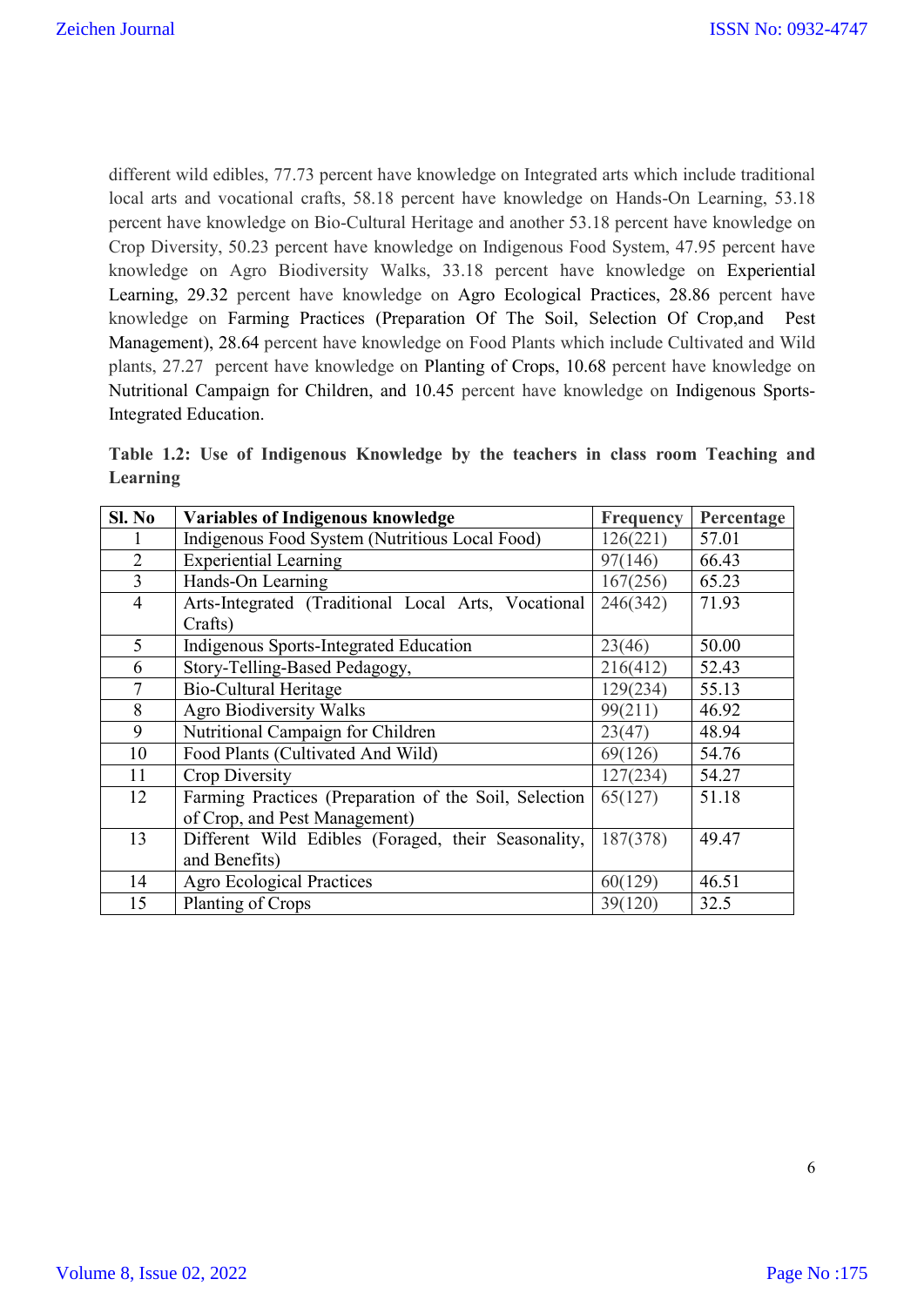different wild edibles, 77.73 percent have knowledge on Integrated arts which include traditional local arts and vocational crafts, 58.18 percent have knowledge on Hands-On Learning, 53.18 percent have knowledge on Bio-Cultural Heritage and another 53.18 percent have knowledge on Crop Diversity, 50.23 percent have knowledge on Indigenous Food System, 47.95 percent have knowledge on Agro Biodiversity Walks, 33.18 percent have knowledge on Experiential Learning, 29.32 percent have knowledge on Agro Ecological Practices, 28.86 percent have knowledge on Farming Practices (Preparation Of The Soil, Selection Of Crop,and Pest Management), 28.64 percent have knowledge on Food Plants which include Cultivated and Wild plants, 27.27 percent have knowledge on Planting of Crops, 10.68 percent have knowledge on Nutritional Campaign for Children, and 10.45 percent have knowledge on Indigenous Sports-Integrated Education.

**Table 1.2: Use of Indigenous Knowledge by the teachers in class room Teaching and Learning**

| Sl. No | Variables of Indigenous knowledge | Frequency | Percentage |
|---|---|---|---|
| 1 | Indigenous Food System (Nutritious Local Food) | 126(221) | 57.01 |
| 2 | Experiential Learning | 97(146) | 66.43 |
| 3 | Hands-On Learning | 167(256) | 65.23 |
| 4 | Arts-Integrated (Traditional Local Arts, Vocational Crafts) | 246(342) | 71.93 |
| 5 | Indigenous Sports-Integrated Education | 23(46) | 50.00 |
| 6 | Story-Telling-Based Pedagogy, | 216(412) | 52.43 |
| 7 | Bio-Cultural Heritage | 129(234) | 55.13 |
| 8 | Agro Biodiversity Walks | 99(211) | 46.92 |
| 9 | Nutritional Campaign for Children | 23(47) | 48.94 |
| 10 | Food Plants (Cultivated And Wild) | 69(126) | 54.76 |
| 11 | Crop Diversity | 127(234) | 54.27 |
| 12 | Farming Practices (Preparation of the Soil, Selection of Crop, and Pest Management) | 65(127) | 51.18 |
| 13 | Different Wild Edibles (Foraged, their Seasonality, and Benefits) | 187(378) | 49.47 |
| 14 | Agro Ecological Practices | 60(129) | 46.51 |
| 15 | Planting of Crops | 39(120) | 32.5 |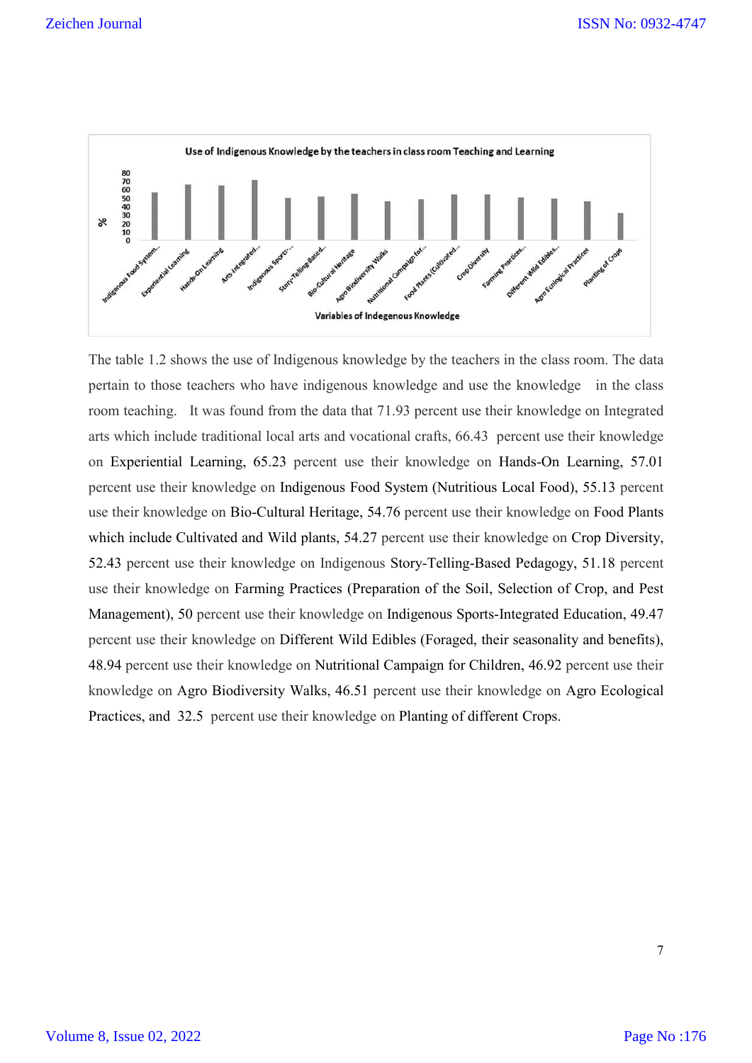The table 1.2 shows the use of Indigenous knowledge by the teachers in the class room. The data pertain to those teachers who have indigenous knowledge and use the knowledge in the class room teaching. It was found from the data that 71.93 percent use their knowledge on Integrated arts which include traditional local arts and vocational crafts, 66.43 percent use their knowledge on Experiential Learning, 65.23 percent use their knowledge on Hands-On Learning, 57.01 percent use their knowledge on Indigenous Food System (Nutritious Local Food), 55.13 percent use their knowledge on Bio-Cultural Heritage, 54.76 percent use their knowledge on Food Plants which include Cultivated and Wild plants, 54.27 percent use their knowledge on Crop Diversity, 52.43 percent use their knowledge on Indigenous Story-Telling-Based Pedagogy, 51.18 percent use their knowledge on Farming Practices (Preparation of the Soil, Selection of Crop, and Pest Management), 50 percent use their knowledge on Indigenous Sports-Integrated Education, 49.47 percent use their knowledge on Different Wild Edibles (Foraged, their seasonality and benefits), 48.94 percent use their knowledge on Nutritional Campaign for Children, 46.92 percent use their knowledge on Agro Biodiversity Walks, 46.51 percent use their knowledge on Agro Ecological Practices, and 32.5 percent use their knowledge on Planting of different Crops.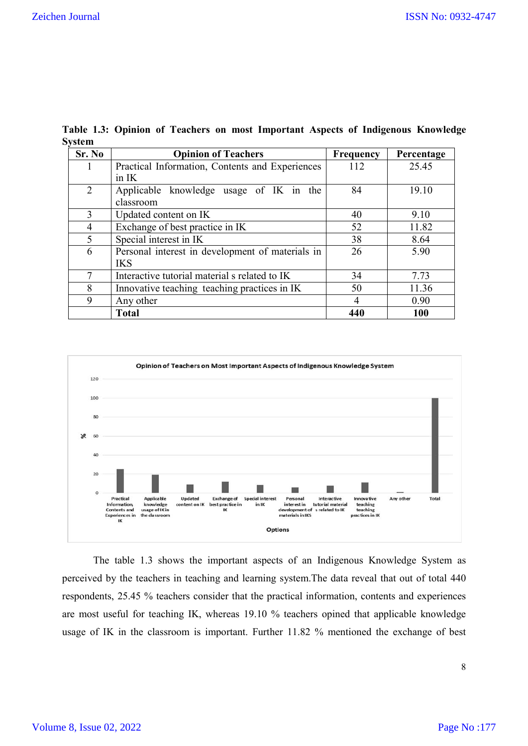**Table 1.3: Opinion of Teachers on most Important Aspects of Indigenous Knowledge System**

| Sr. No | Opinion of Teachers | Frequency | Percentage |
|---|---|---|---|
| 1 | Practical Information, Contents and Experiences in IK | 112 | 25.45 |
| 2 | Applicable knowledge usage of IK in the classroom | 84 | 19.10 |
| 3 | Updated content on IK | 40 | 9.10 |
| 4 | Exchange of best practice in IK | 52 | 11.82 |
| 5 | Special interest in IK | 38 | 8.64 |
| 6 | Personal interest in development of materials in IKS | 26 | 5.90 |
| 7 | Interactive tutorial material s related to IK | 34 | 7.73 |
| 8 | Innovative teaching teaching practices in IK | 50 | 11.36 |
| 9 | Any other | 4 | 0.90 |
| | **Total** | **440** | **100** |

The table 1.3 shows the important aspects of an Indigenous Knowledge System as perceived by the teachers in teaching and learning system.The data reveal that out of total 440 respondents, 25.45 % teachers consider that the practical information, contents and experiences are most useful for teaching IK, whereas 19.10 % teachers opined that applicable knowledge usage of IK in the classroom is important. Further 11.82 % mentioned the exchange of best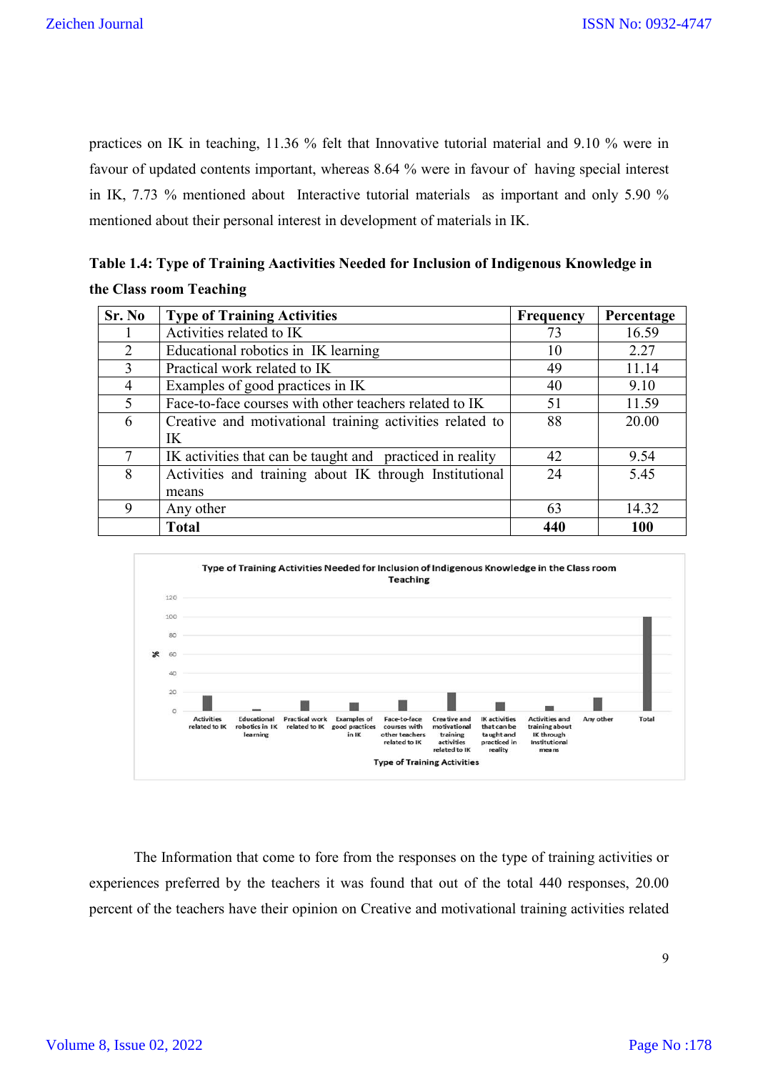practices on IK in teaching, 11.36 % felt that Innovative tutorial material and 9.10 % were in favour of updated contents important, whereas 8.64 % were in favour of having special interest in IK, 7.73 % mentioned about Interactive tutorial materials as important and only 5.90 % mentioned about their personal interest in development of materials in IK.

**Table 1.4: Type of Training Aactivities Needed for Inclusion of Indigenous Knowledge in the Class room Teaching**

| Sr. No | Type of Training Activities | Frequency | Percentage |
|---|---|---|---|
| 1 | Activities related to IK | 73 | 16.59 |
| 2 | Educational robotics in IK learning | 10 | 2.27 |
| 3 | Practical work related to IK | 49 | 11.14 |
| 4 | Examples of good practices in IK | 40 | 9.10 |
| 5 | Face-to-face courses with other teachers related to IK | 51 | 11.59 |
| 6 | Creative and motivational training activities related to IK | 88 | 20.00 |
| 7 | IK activities that can be taught and practiced in reality | 42 | 9.54 |
| 8 | Activities and training about IK through Institutional means | 24 | 5.45 |
| 9 | Any other | 63 | 14.32 |
| | **Total** | **440** | **100** |

The Information that come to fore from the responses on the type of training activities or experiences preferred by the teachers it was found that out of the total 440 responses, 20.00 percent of the teachers have their opinion on Creative and motivational training activities related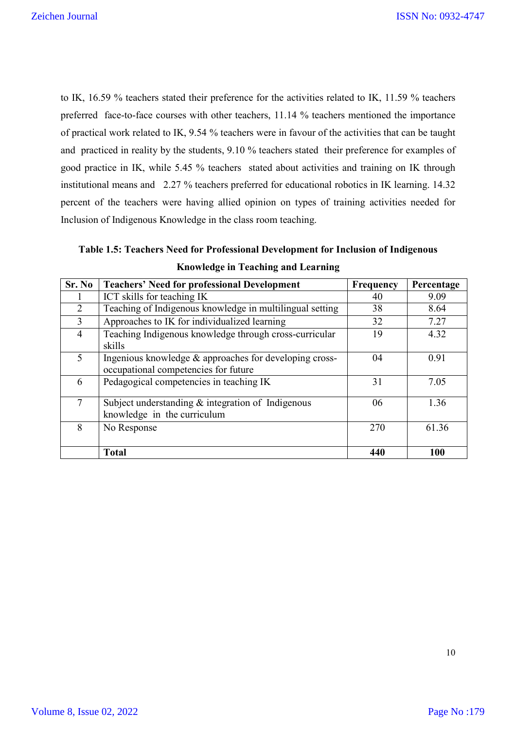to IK, 16.59 % teachers stated their preference for the activities related to IK, 11.59 % teachers preferred face-to-face courses with other teachers, 11.14 % teachers mentioned the importance of practical work related to IK, 9.54 % teachers were in favour of the activities that can be taught and practiced in reality by the students, 9.10 % teachers stated their preference for examples of good practice in IK, while 5.45 % teachers stated about activities and training on IK through institutional means and 2.27 % teachers preferred for educational robotics in IK learning. 14.32 percent of the teachers were having allied opinion on types of training activities needed for Inclusion of Indigenous Knowledge in the class room teaching.

**Table 1.5: Teachers Need for Professional Development for Inclusion of Indigenous Knowledge in Teaching and Learning**

| Sr. No | Teachers' Need for professional Development | Frequency | Percentage |
|---|---|---|---|
| 1 | ICT skills for teaching IK | 40 | 9.09 |
| 2 | Teaching of Indigenous knowledge in multilingual setting | 38 | 8.64 |
| 3 | Approaches to IK for individualized learning | 32 | 7.27 |
| 4 | Teaching Indigenous knowledge through cross-curricular skills | 19 | 4.32 |
| 5 | Ingenious knowledge & approaches for developing cross-occupational competencies for future | 04 | 0.91 |
| 6 | Pedagogical competencies in teaching IK | 31 | 7.05 |
| 7 | Subject understanding & integration of Indigenous knowledge in the curriculum | 06 | 1.36 |
| 8 | No Response | 270 | 61.36 |
| | **Total** | **440** | **100** |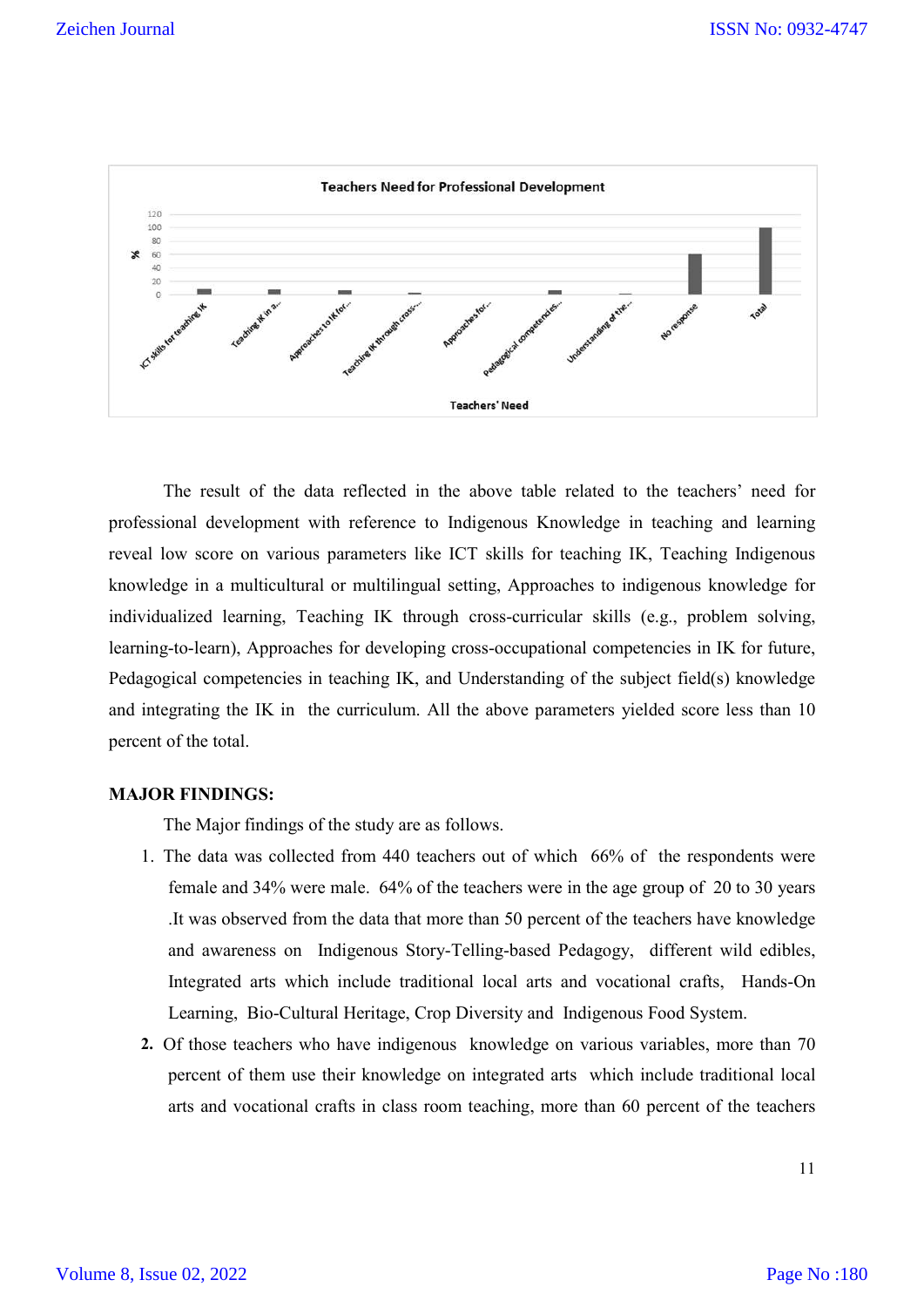**Teachers Need for Professional Development**

| Teachers' Need | % |
|---|---|
| ICT skills for teaching IK | |
| Teaching IK in a... | |
| Approaches to IK for... | |
| Teaching IK through cross-... | |
| Approaches for... | |
| Pedagogical competencies... | |
| Understanding of the... | |
| No response | |
| Total | |

The result of the data reflected in the above table related to the teachers' need for professional development with reference to Indigenous Knowledge in teaching and learning reveal low score on various parameters like ICT skills for teaching IK, Teaching Indigenous knowledge in a multicultural or multilingual setting, Approaches to indigenous knowledge for individualized learning, Teaching IK through cross-curricular skills (e.g., problem solving, learning-to-learn), Approaches for developing cross-occupational competencies in IK for future, Pedagogical competencies in teaching IK, and Understanding of the subject field(s) knowledge and integrating the IK in the curriculum. All the above parameters yielded score less than 10 percent of the total.

**MAJOR FINDINGS:**

The Major findings of the study are as follows.

1. The data was collected from 440 teachers out of which 66% of the respondents were female and 34% were male. 64% of the teachers were in the age group of 20 to 30 years .It was observed from the data that more than 50 percent of the teachers have knowledge and awareness on Indigenous Story-Telling-based Pedagogy, different wild edibles, Integrated arts which include traditional local arts and vocational crafts, Hands-On Learning, Bio-Cultural Heritage, Crop Diversity and Indigenous Food System.
2. Of those teachers who have indigenous knowledge on various variables, more than 70 percent of them use their knowledge on integrated arts which include traditional local arts and vocational crafts in class room teaching, more than 60 percent of the teachers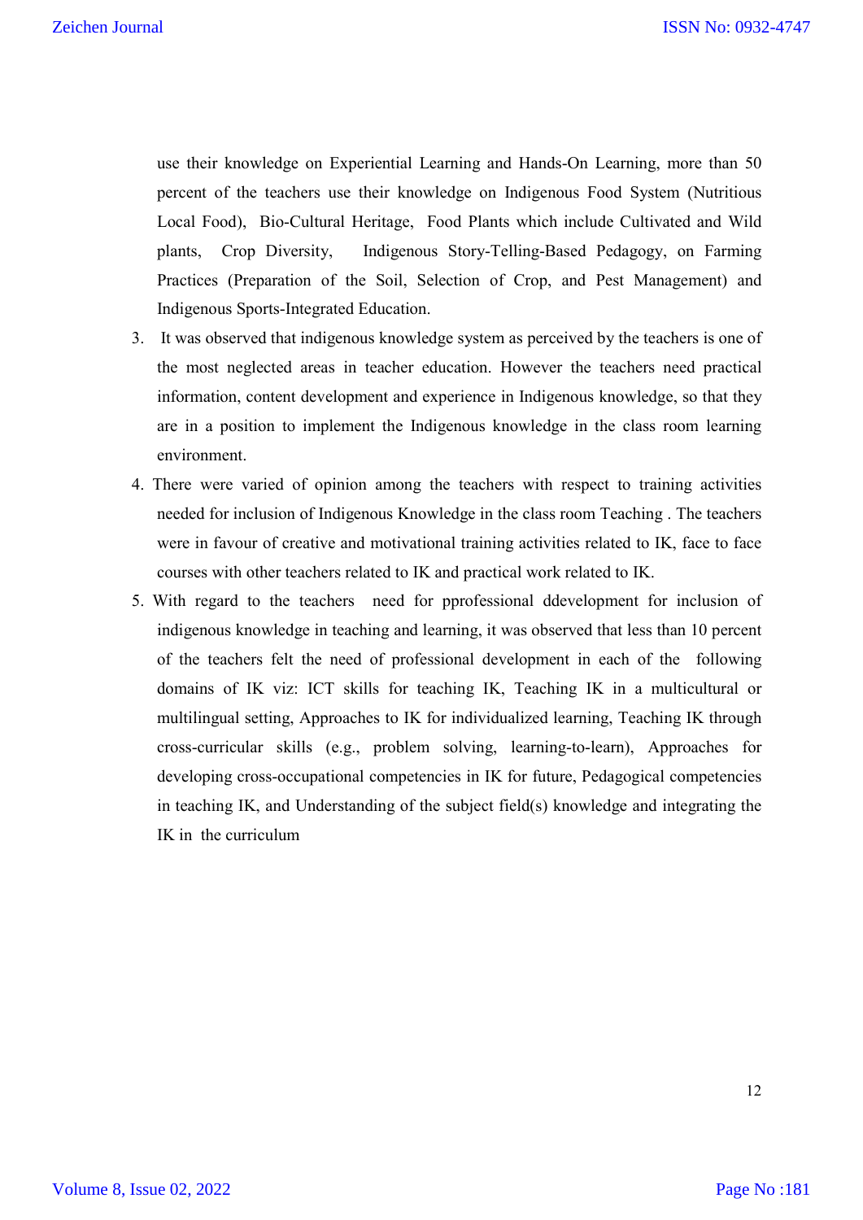use their knowledge on Experiential Learning and Hands-On Learning, more than 50 percent of the teachers use their knowledge on Indigenous Food System (Nutritious Local Food), Bio-Cultural Heritage, Food Plants which include Cultivated and Wild plants, Crop Diversity, Indigenous Story-Telling-Based Pedagogy, on Farming Practices (Preparation of the Soil, Selection of Crop, and Pest Management) and Indigenous Sports-Integrated Education.

3. It was observed that indigenous knowledge system as perceived by the teachers is one of the most neglected areas in teacher education. However the teachers need practical information, content development and experience in Indigenous knowledge, so that they are in a position to implement the Indigenous knowledge in the class room learning environment.
4. There were varied of opinion among the teachers with respect to training activities needed for inclusion of Indigenous Knowledge in the class room Teaching . The teachers were in favour of creative and motivational training activities related to IK, face to face courses with other teachers related to IK and practical work related to IK.
5. With regard to the teachers need for pprofessional ddevelopment for inclusion of indigenous knowledge in teaching and learning, it was observed that less than 10 percent of the teachers felt the need of professional development in each of the following domains of IK viz: ICT skills for teaching IK, Teaching IK in a multicultural or multilingual setting, Approaches to IK for individualized learning, Teaching IK through cross-curricular skills (e.g., problem solving, learning-to-learn), Approaches for developing cross-occupational competencies in IK for future, Pedagogical competencies in teaching IK, and Understanding of the subject field(s) knowledge and integrating the IK in the curriculum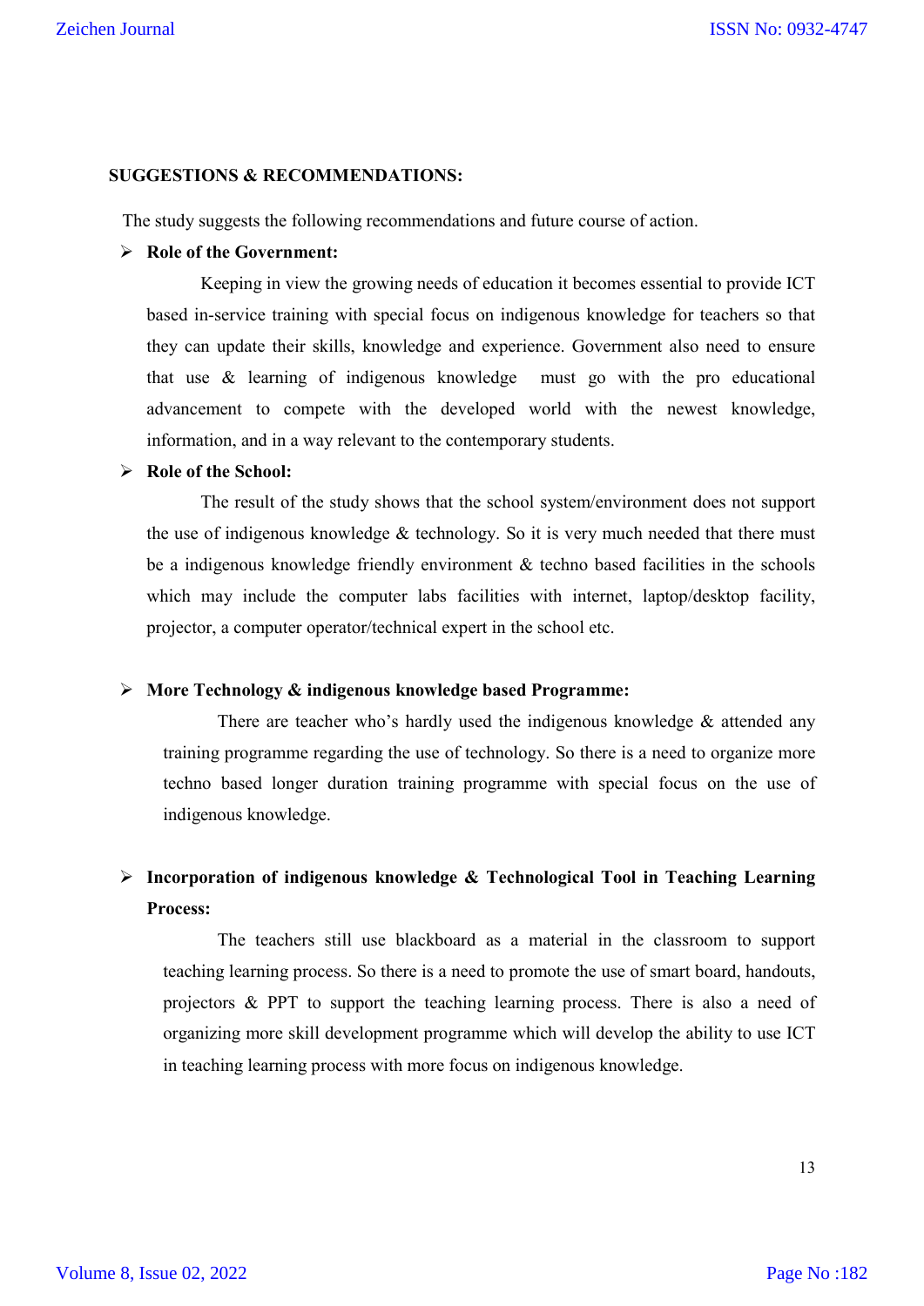**SUGGESTIONS & RECOMMENDATIONS:**

The study suggests the following recommendations and future course of action.

- **Role of the Government:**

  Keeping in view the growing needs of education it becomes essential to provide ICT based in-service training with special focus on indigenous knowledge for teachers so that they can update their skills, knowledge and experience. Government also need to ensure that use & learning of indigenous knowledge must go with the pro educational advancement to compete with the developed world with the newest knowledge, information, and in a way relevant to the contemporary students.

- **Role of the School:**

  The result of the study shows that the school system/environment does not support the use of indigenous knowledge & technology. So it is very much needed that there must be a indigenous knowledge friendly environment & techno based facilities in the schools which may include the computer labs facilities with internet, laptop/desktop facility, projector, a computer operator/technical expert in the school etc.

- **More Technology & indigenous knowledge based Programme:**

  There are teacher who's hardly used the indigenous knowledge & attended any training programme regarding the use of technology. So there is a need to organize more techno based longer duration training programme with special focus on the use of indigenous knowledge.

- **Incorporation of indigenous knowledge & Technological Tool in Teaching Learning Process:**

  The teachers still use blackboard as a material in the classroom to support teaching learning process. So there is a need to promote the use of smart board, handouts, projectors & PPT to support the teaching learning process. There is also a need of organizing more skill development programme which will develop the ability to use ICT in teaching learning process with more focus on indigenous knowledge.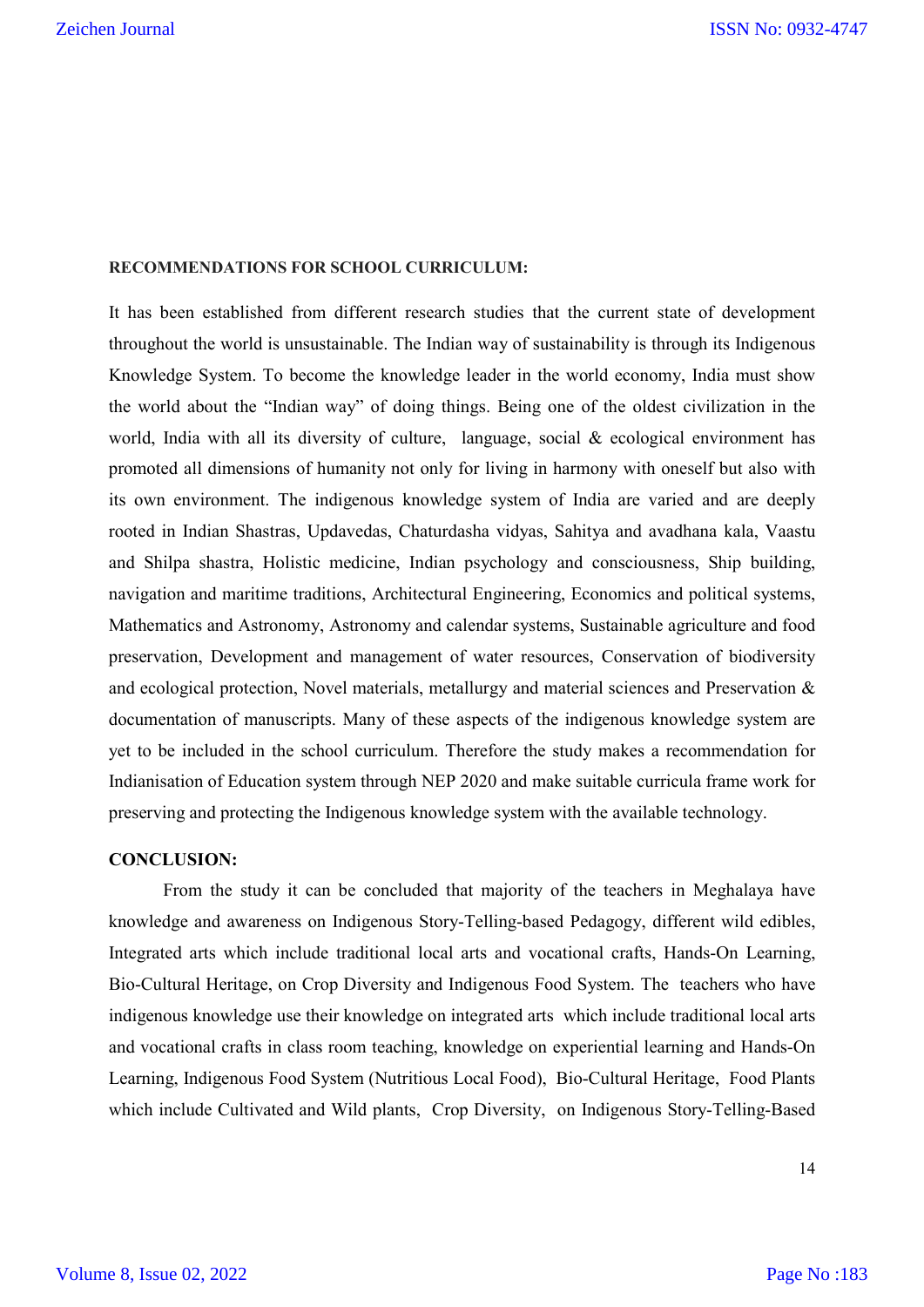**RECOMMENDATIONS FOR SCHOOL CURRICULUM:**

It has been established from different research studies that the current state of development throughout the world is unsustainable. The Indian way of sustainability is through its Indigenous Knowledge System. To become the knowledge leader in the world economy, India must show the world about the "Indian way" of doing things. Being one of the oldest civilization in the world, India with all its diversity of culture, language, social & ecological environment has promoted all dimensions of humanity not only for living in harmony with oneself but also with its own environment. The indigenous knowledge system of India are varied and are deeply rooted in Indian Shastras, Updavedas, Chaturdasha vidyas, Sahitya and avadhana kala, Vaastu and Shilpa shastra, Holistic medicine, Indian psychology and consciousness, Ship building, navigation and maritime traditions, Architectural Engineering, Economics and political systems, Mathematics and Astronomy, Astronomy and calendar systems, Sustainable agriculture and food preservation, Development and management of water resources, Conservation of biodiversity and ecological protection, Novel materials, metallurgy and material sciences and Preservation & documentation of manuscripts. Many of these aspects of the indigenous knowledge system are yet to be included in the school curriculum. Therefore the study makes a recommendation for Indianisation of Education system through NEP 2020 and make suitable curricula frame work for preserving and protecting the Indigenous knowledge system with the available technology.

**CONCLUSION:**

From the study it can be concluded that majority of the teachers in Meghalaya have knowledge and awareness on Indigenous Story-Telling-based Pedagogy, different wild edibles, Integrated arts which include traditional local arts and vocational crafts, Hands-On Learning, Bio-Cultural Heritage, on Crop Diversity and Indigenous Food System. The teachers who have indigenous knowledge use their knowledge on integrated arts which include traditional local arts and vocational crafts in class room teaching, knowledge on experiential learning and Hands-On Learning, Indigenous Food System (Nutritious Local Food), Bio-Cultural Heritage, Food Plants which include Cultivated and Wild plants, Crop Diversity, on Indigenous Story-Telling-Based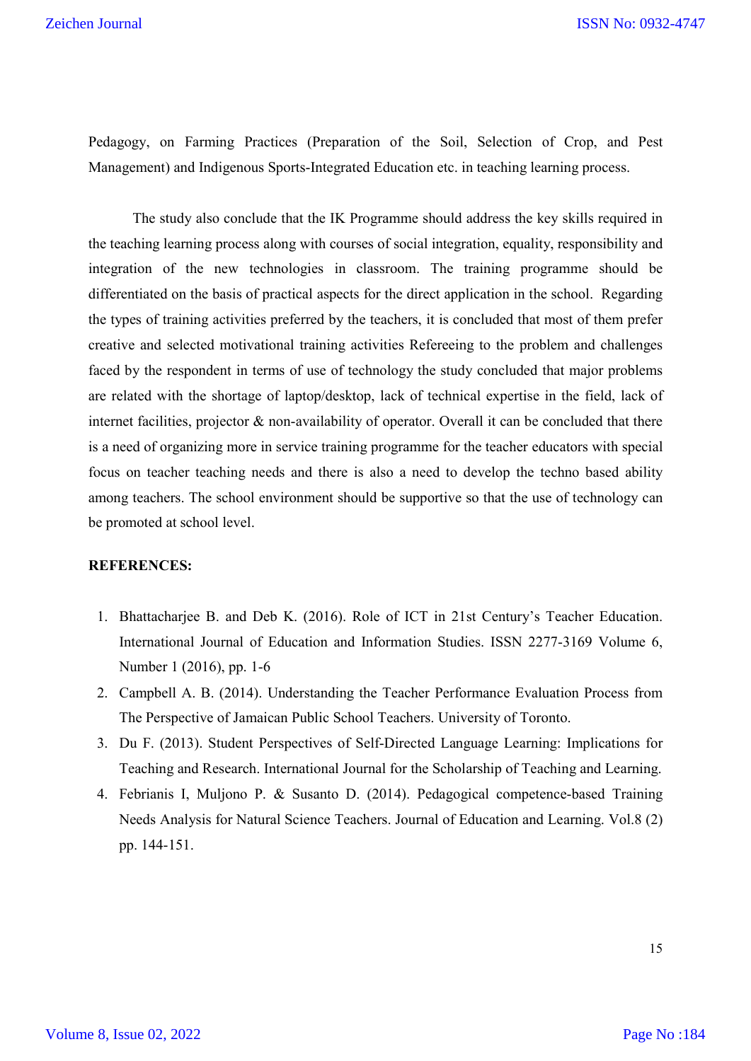Pedagogy, on Farming Practices (Preparation of the Soil, Selection of Crop, and Pest Management) and Indigenous Sports-Integrated Education etc. in teaching learning process.

The study also conclude that the IK Programme should address the key skills required in the teaching learning process along with courses of social integration, equality, responsibility and integration of the new technologies in classroom. The training programme should be differentiated on the basis of practical aspects for the direct application in the school. Regarding the types of training activities preferred by the teachers, it is concluded that most of them prefer creative and selected motivational training activities Refereeing to the problem and challenges faced by the respondent in terms of use of technology the study concluded that major problems are related with the shortage of laptop/desktop, lack of technical expertise in the field, lack of internet facilities, projector & non-availability of operator. Overall it can be concluded that there is a need of organizing more in service training programme for the teacher educators with special focus on teacher teaching needs and there is also a need to develop the techno based ability among teachers. The school environment should be supportive so that the use of technology can be promoted at school level.

**REFERENCES:**

1. Bhattacharjee B. and Deb K. (2016). Role of ICT in 21st Century's Teacher Education. International Journal of Education and Information Studies. ISSN 2277-3169 Volume 6, Number 1 (2016), pp. 1-6
2. Campbell A. B. (2014). Understanding the Teacher Performance Evaluation Process from The Perspective of Jamaican Public School Teachers. University of Toronto.
3. Du F. (2013). Student Perspectives of Self-Directed Language Learning: Implications for Teaching and Research. International Journal for the Scholarship of Teaching and Learning.
4. Febrianis I, Muljono P. & Susanto D. (2014). Pedagogical competence-based Training Needs Analysis for Natural Science Teachers. Journal of Education and Learning. Vol.8 (2) pp. 144-151.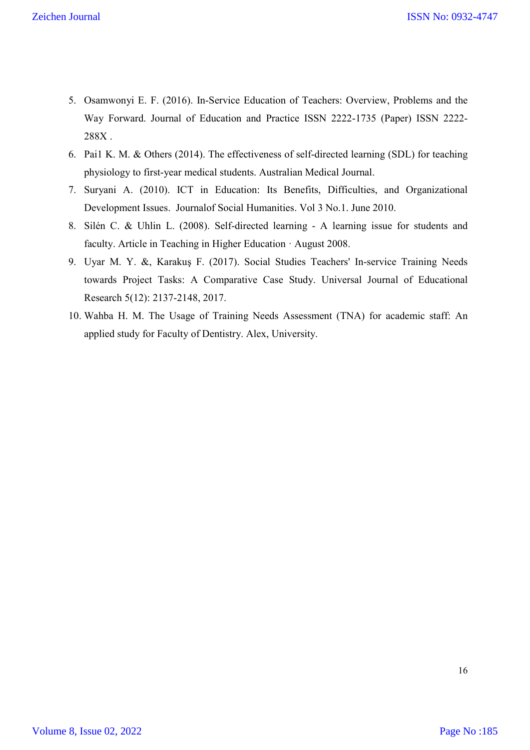5. Osamwonyi E. F. (2016). In-Service Education of Teachers: Overview, Problems and the Way Forward. Journal of Education and Practice ISSN 2222-1735 (Paper) ISSN 2222-288X .
6. Pai1 K. M. & Others (2014). The effectiveness of self-directed learning (SDL) for teaching physiology to first-year medical students. Australian Medical Journal.
7. Suryani A. (2010). ICT in Education: Its Benefits, Difficulties, and Organizational Development Issues. Journalof Social Humanities. Vol 3 No.1. June 2010.
8. Silén C. & Uhlin L. (2008). Self-directed learning - A learning issue for students and faculty. Article in Teaching in Higher Education · August 2008.
9. Uyar M. Y. &, Karakuş F. (2017). Social Studies Teachers' In-service Training Needs towards Project Tasks: A Comparative Case Study. Universal Journal of Educational Research 5(12): 2137-2148, 2017.
10. Wahba H. M. The Usage of Training Needs Assessment (TNA) for academic staff: An applied study for Faculty of Dentistry. Alex, University.